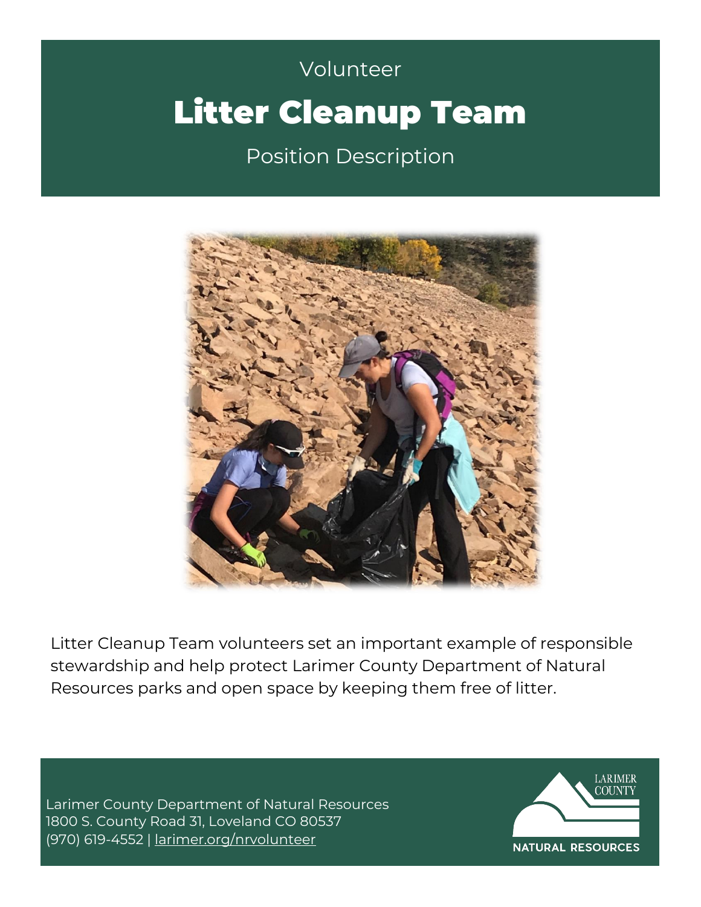Volunteer

# Litter Cleanup Team

Position Description

Litter Cleanup Team volunteers set an important example of responsible stewardship and help protect Larimer County Department of Natural Resources parks and open space by keeping them free of litter.

Larimer County Department of Natural Resources
1800 S. County Road 31, Loveland CO 80537
(970) 619-4552 | larimer.org/nrvolunteer

LARIMER COUNTY
NATURAL RESOURCES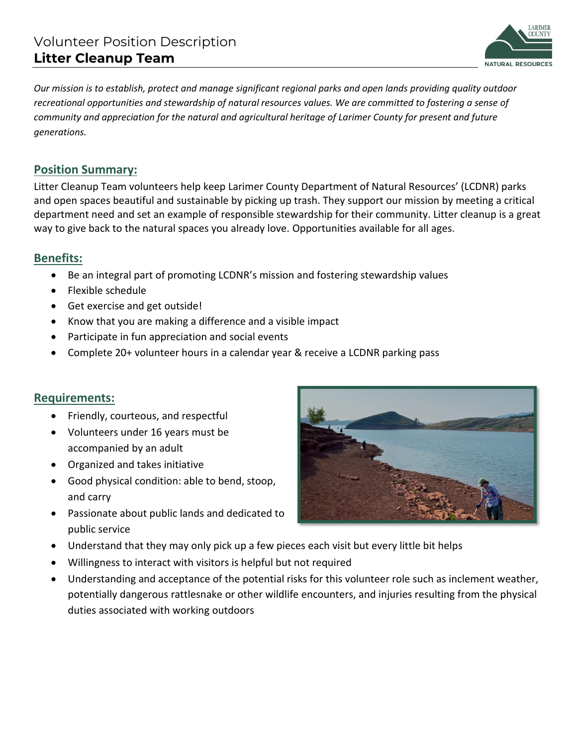# Volunteer Position Description
## Litter Cleanup Team

*Our mission is to establish, protect and manage significant regional parks and open lands providing quality outdoor recreational opportunities and stewardship of natural resources values. We are committed to fostering a sense of community and appreciation for the natural and agricultural heritage of Larimer County for present and future generations.*

### Position Summary:

Litter Cleanup Team volunteers help keep Larimer County Department of Natural Resources' (LCDNR) parks and open spaces beautiful and sustainable by picking up trash. They support our mission by meeting a critical department need and set an example of responsible stewardship for their community. Litter cleanup is a great way to give back to the natural spaces you already love. Opportunities available for all ages.

### Benefits:

- Be an integral part of promoting LCDNR's mission and fostering stewardship values
- Flexible schedule
- Get exercise and get outside!
- Know that you are making a difference and a visible impact
- Participate in fun appreciation and social events
- Complete 20+ volunteer hours in a calendar year & receive a LCDNR parking pass

### Requirements:

- Friendly, courteous, and respectful
- Volunteers under 16 years must be accompanied by an adult
- Organized and takes initiative
- Good physical condition: able to bend, stoop, and carry
- Passionate about public lands and dedicated to public service
- Understand that they may only pick up a few pieces each visit but every little bit helps
- Willingness to interact with visitors is helpful but not required
- Understanding and acceptance of the potential risks for this volunteer role such as inclement weather, potentially dangerous rattlesnake or other wildlife encounters, and injuries resulting from the physical duties associated with working outdoors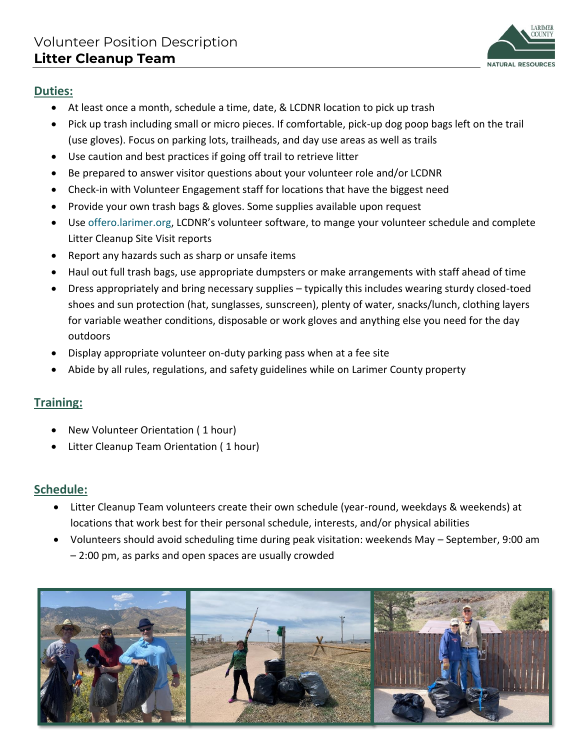# Volunteer Position Description
## Litter Cleanup Team

### Duties:

- At least once a month, schedule a time, date, & LCDNR location to pick up trash
- Pick up trash including small or micro pieces. If comfortable, pick-up dog poop bags left on the trail (use gloves). Focus on parking lots, trailheads, and day use areas as well as trails
- Use caution and best practices if going off trail to retrieve litter
- Be prepared to answer visitor questions about your volunteer role and/or LCDNR
- Check-in with Volunteer Engagement staff for locations that have the biggest need
- Provide your own trash bags & gloves. Some supplies available upon request
- Use offero.larimer.org, LCDNR's volunteer software, to mange your volunteer schedule and complete Litter Cleanup Site Visit reports
- Report any hazards such as sharp or unsafe items
- Haul out full trash bags, use appropriate dumpsters or make arrangements with staff ahead of time
- Dress appropriately and bring necessary supplies – typically this includes wearing sturdy closed-toed shoes and sun protection (hat, sunglasses, sunscreen), plenty of water, snacks/lunch, clothing layers for variable weather conditions, disposable or work gloves and anything else you need for the day outdoors
- Display appropriate volunteer on-duty parking pass when at a fee site
- Abide by all rules, regulations, and safety guidelines while on Larimer County property

### Training:

- New Volunteer Orientation ( 1 hour)
- Litter Cleanup Team Orientation ( 1 hour)

### Schedule:

- Litter Cleanup Team volunteers create their own schedule (year-round, weekdays & weekends) at locations that work best for their personal schedule, interests, and/or physical abilities
- Volunteers should avoid scheduling time during peak visitation: weekends May – September, 9:00 am – 2:00 pm, as parks and open spaces are usually crowded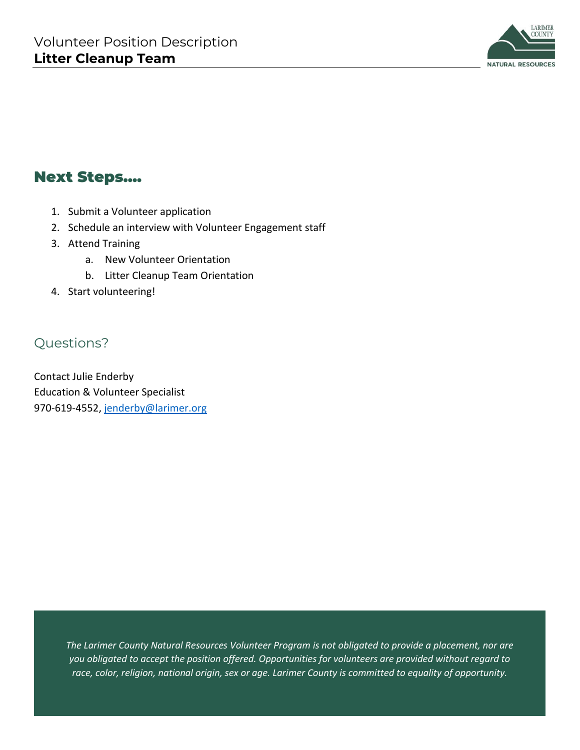## Next Steps....

1. Submit a Volunteer application
2. Schedule an interview with Volunteer Engagement staff
3. Attend Training
   a. New Volunteer Orientation
   b. Litter Cleanup Team Orientation
4. Start volunteering!

### Questions?

Contact Julie Enderby
Education & Volunteer Specialist
970-619-4552, jenderby@larimer.org

*The Larimer County Natural Resources Volunteer Program is not obligated to provide a placement, nor are you obligated to accept the position offered. Opportunities for volunteers are provided without regard to race, color, religion, national origin, sex or age. Larimer County is committed to equality of opportunity.*